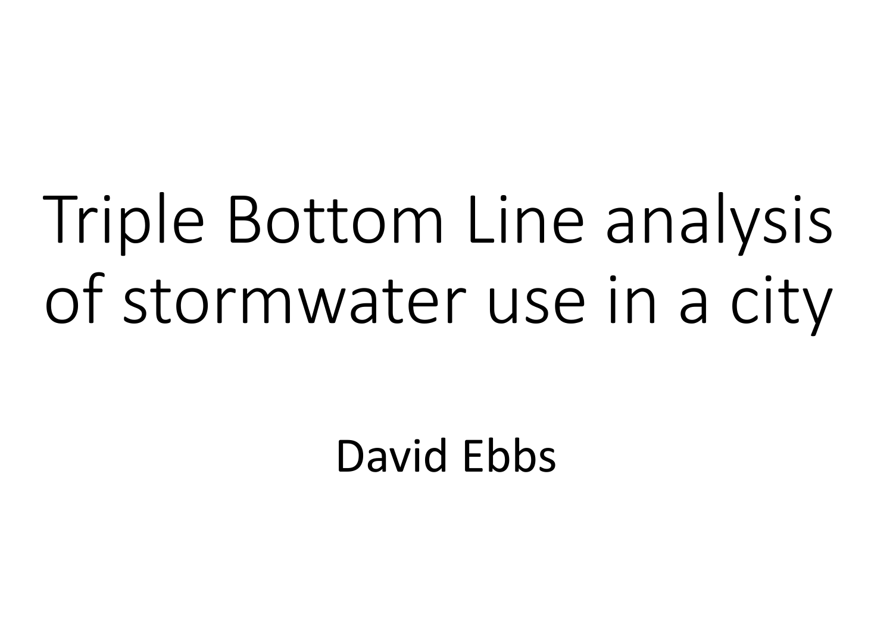# Triple Bottom Line analysis of stormwater use in a city

David Ebbs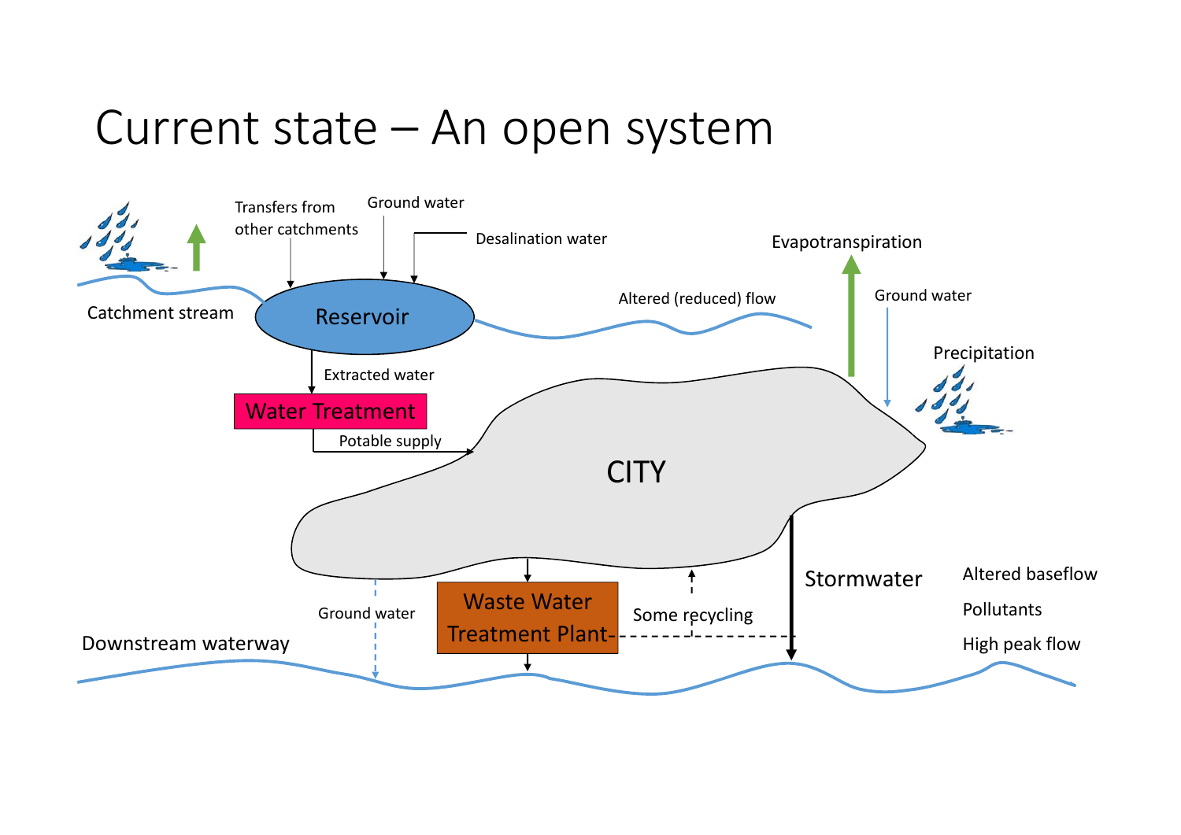# Current state – An open system

Catchment stream

Transfers from other catchments

Ground water

Desalination water

Reservoir

Altered (reduced) flow

Evapotranspiration

Ground water

Precipitation

Extracted water

Water Treatment

Potable supply

CITY

Stormwater

Altered baseflow

Pollutants

High peak flow

Ground water

Waste Water Treatment Plant

Some recycling

Downstream waterway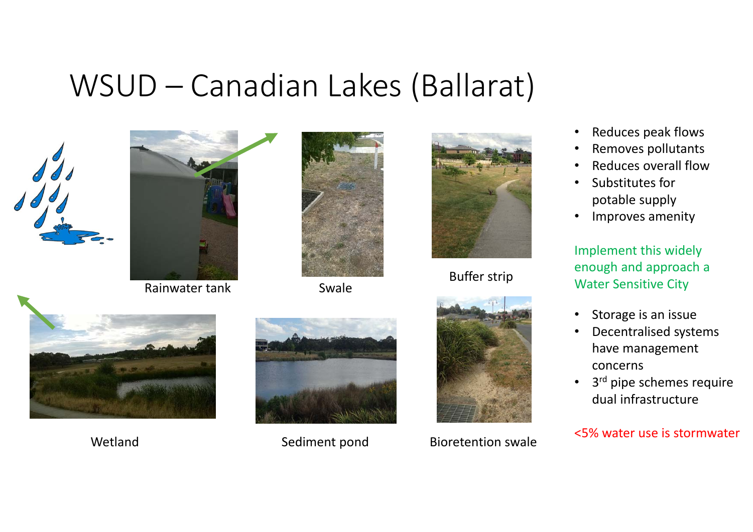# WSUD – Canadian Lakes (Ballarat)

Rainwater tank

Swale

Buffer strip

Wetland

Sediment pond

Bioretention swale

- Reduces peak flows
- Removes pollutants
- Reduces overall flow
- Substitutes for potable supply
- Improves amenity

Implement this widely enough and approach a Water Sensitive City

- Storage is an issue
- Decentralised systems have management concerns
- 3rd pipe schemes require dual infrastructure

<5% water use is stormwater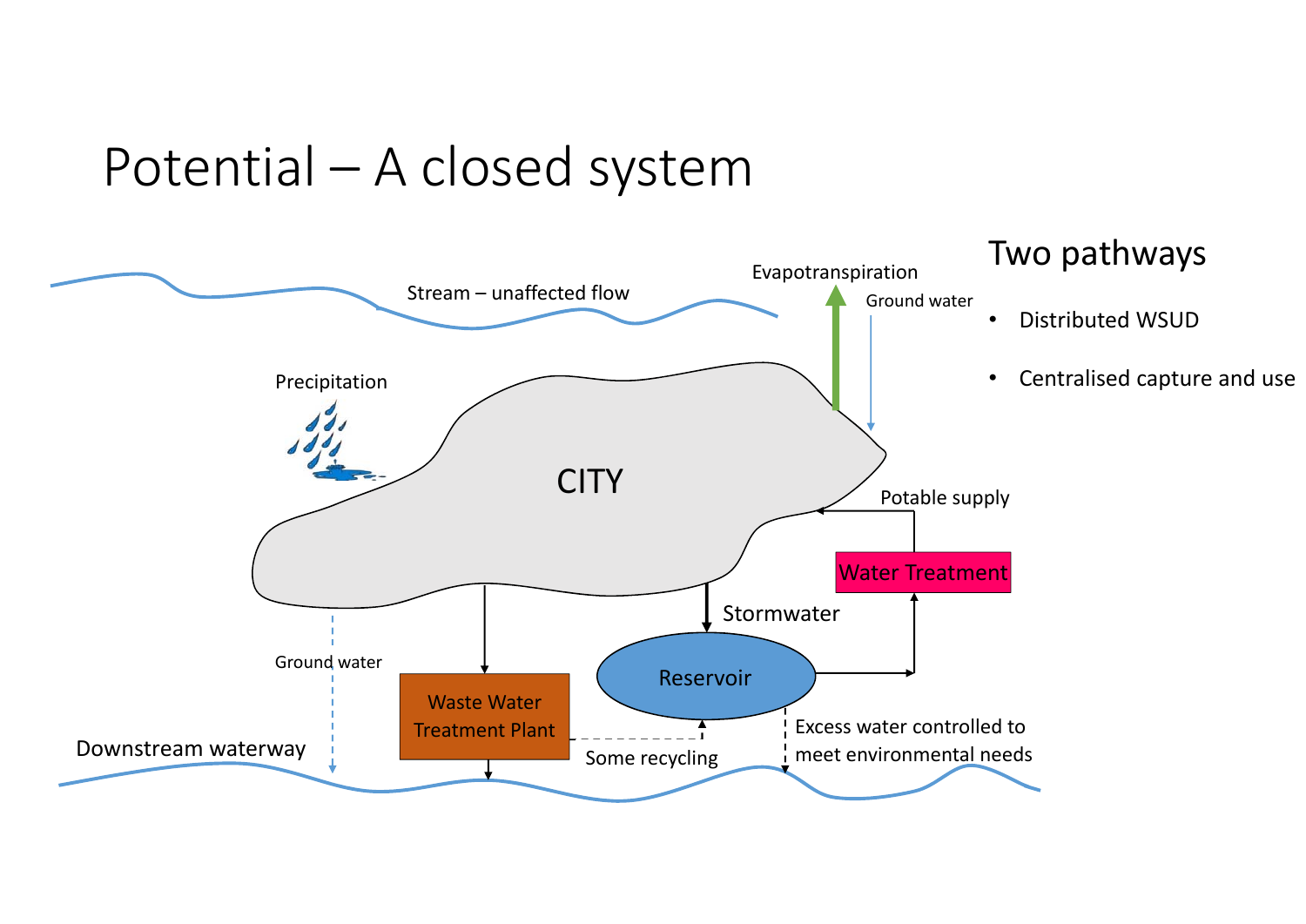# Potential – A closed system

Stream – unaffected flow

Evapotranspiration

Ground water

Precipitation

CITY

Potable supply

Water Treatment

Stormwater

Reservoir

Ground water

Waste Water Treatment Plant

Downstream waterway

Some recycling

Excess water controlled to meet environmental needs

## Two pathways

- Distributed WSUD
- Centralised capture and use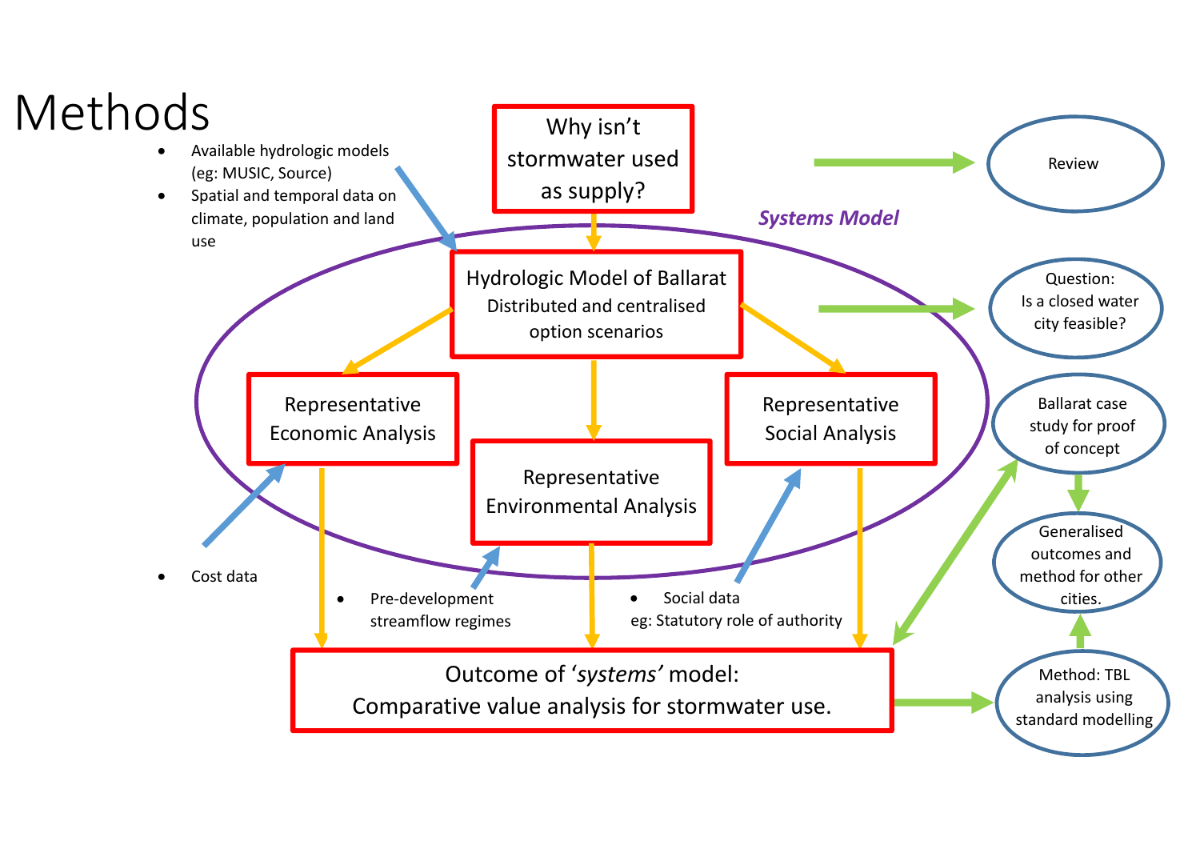# Methods

- Available hydrologic models (eg: MUSIC, Source)
- Spatial and temporal data on climate, population and land use

Why isn't stormwater used as supply?

*Systems Model*

Hydrologic Model of Ballarat
Distributed and centralised option scenarios

Representative Economic Analysis

Representative Environmental Analysis

Representative Social Analysis

- Cost data

- Pre-development streamflow regimes

- Social data
eg: Statutory role of authority

Outcome of '*systems*' model:
Comparative value analysis for stormwater use.

Review

Question:
Is a closed water city feasible?

Ballarat case study for proof of concept

Generalised outcomes and method for other cities.

Method: TBL analysis using standard modelling